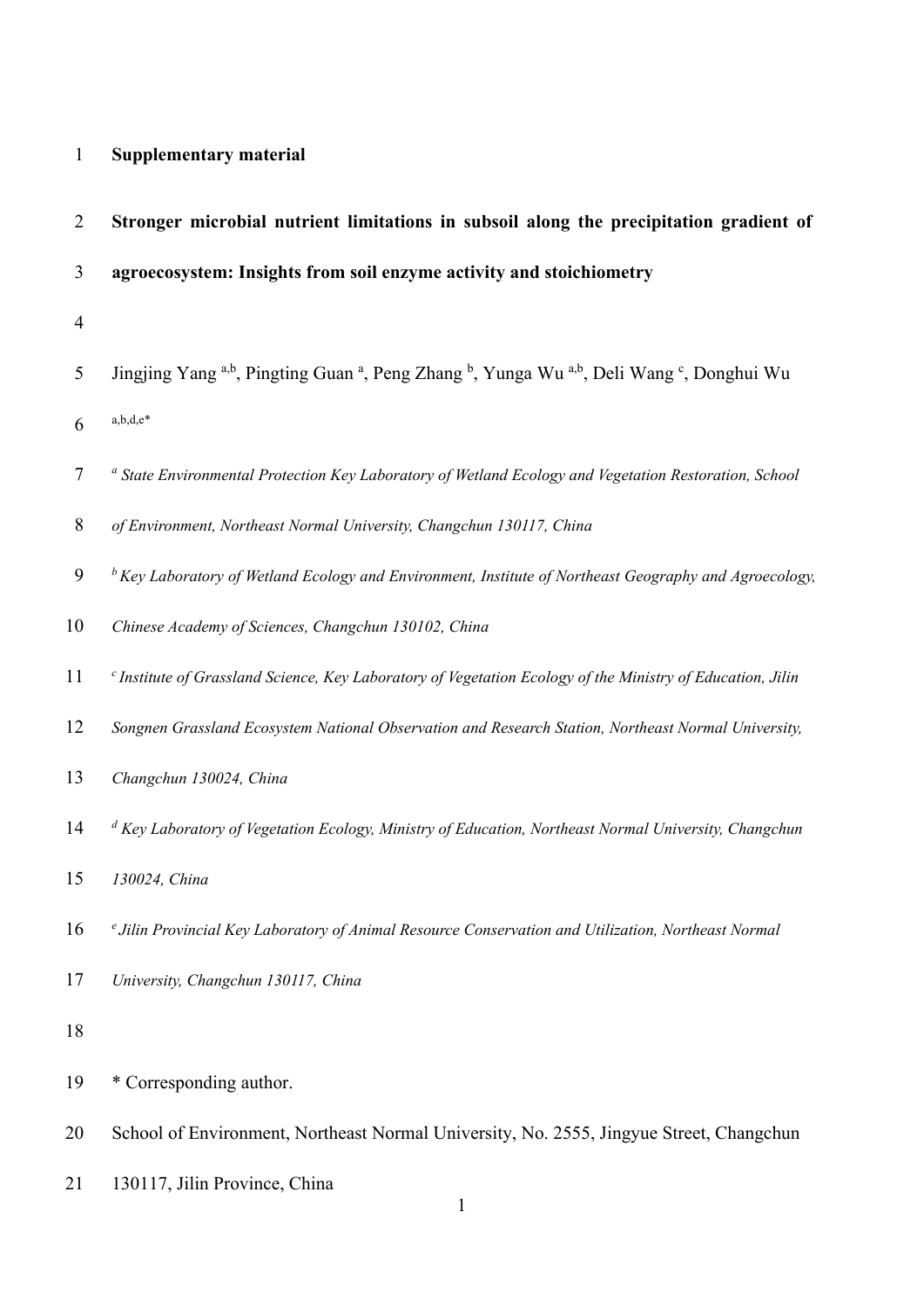**Supplementary material**

# Stronger microbial nutrient limitations in subsoil along the precipitation gradient of agroecosystem: Insights from soil enzyme activity and stoichiometry

Jingjing Yang [a,b], Pingting Guan [a], Peng Zhang [b], Yunga Wu [a,b], Deli Wang [c], Donghui Wu [a,b,d,e*]

*[a] State Environmental Protection Key Laboratory of Wetland Ecology and Vegetation Restoration, School of Environment, Northeast Normal University, Changchun 130117, China*

*[b] Key Laboratory of Wetland Ecology and Environment, Institute of Northeast Geography and Agroecology, Chinese Academy of Sciences, Changchun 130102, China*

*[c] Institute of Grassland Science, Key Laboratory of Vegetation Ecology of the Ministry of Education, Jilin Songnen Grassland Ecosystem National Observation and Research Station, Northeast Normal University, Changchun 130024, China*

*[d] Key Laboratory of Vegetation Ecology, Ministry of Education, Northeast Normal University, Changchun 130024, China*

*[e] Jilin Provincial Key Laboratory of Animal Resource Conservation and Utilization, Northeast Normal University, Changchun 130117, China*

\* Corresponding author.

School of Environment, Northeast Normal University, No. 2555, Jingyue Street, Changchun 130117, Jilin Province, China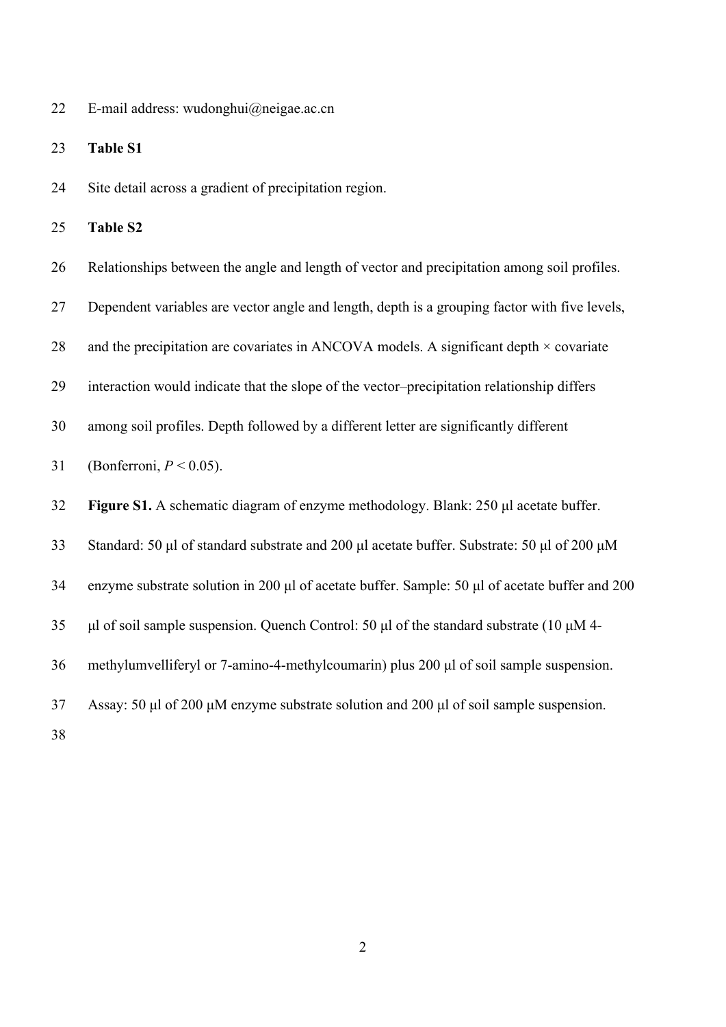E-mail address: wudonghui@neigae.ac.cn

**Table S1**

Site detail across a gradient of precipitation region.

**Table S2**

Relationships between the angle and length of vector and precipitation among soil profiles. Dependent variables are vector angle and length, depth is a grouping factor with five levels, and the precipitation are covariates in ANCOVA models. A significant depth × covariate interaction would indicate that the slope of the vector–precipitation relationship differs among soil profiles. Depth followed by a different letter are significantly different (Bonferroni, $P < 0.05$).

**Figure S1.** A schematic diagram of enzyme methodology. Blank: 250 μl acetate buffer. Standard: 50 μl of standard substrate and 200 μl acetate buffer. Substrate: 50 μl of 200 μM enzyme substrate solution in 200 μl of acetate buffer. Sample: 50 μl of acetate buffer and 200 μl of soil sample suspension. Quench Control: 50 μl of the standard substrate (10 μM 4-methylumvelliferyl or 7-amino-4-methylcoumarin) plus 200 μl of soil sample suspension. Assay: 50 μl of 200 μM enzyme substrate solution and 200 μl of soil sample suspension.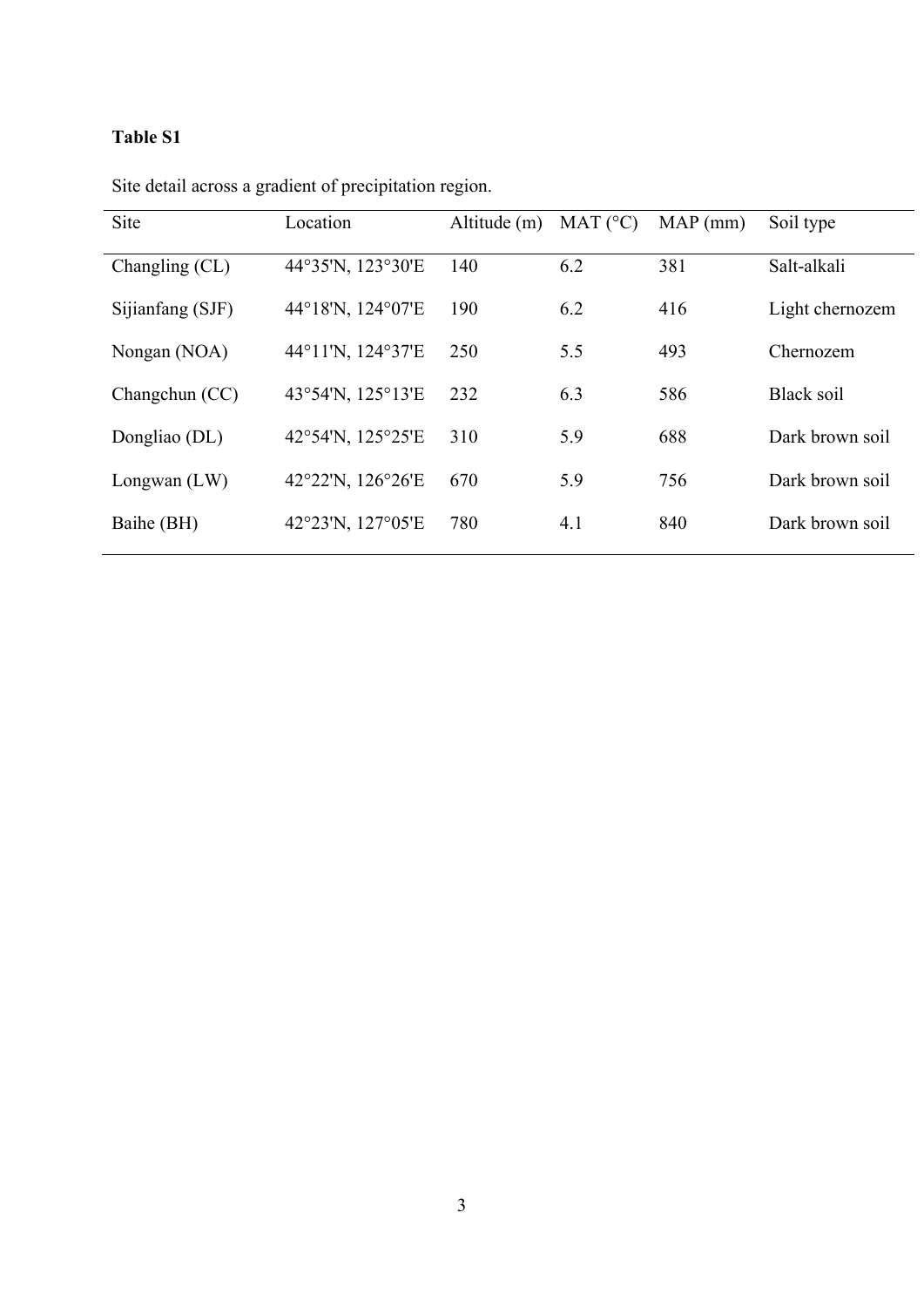**Table S1**

Site detail across a gradient of precipitation region.

| Site | Location | Altitude (m) | MAT (°C) | MAP (mm) | Soil type |
|---|---|---|---|---|---|
| Changling (CL) | 44°35'N, 123°30'E | 140 | 6.2 | 381 | Salt-alkali |
| Sijianfang (SJF) | 44°18'N, 124°07'E | 190 | 6.2 | 416 | Light chernozem |
| Nongan (NOA) | 44°11'N, 124°37'E | 250 | 5.5 | 493 | Chernozem |
| Changchun (CC) | 43°54'N, 125°13'E | 232 | 6.3 | 586 | Black soil |
| Dongliao (DL) | 42°54'N, 125°25'E | 310 | 5.9 | 688 | Dark brown soil |
| Longwan (LW) | 42°22'N, 126°26'E | 670 | 5.9 | 756 | Dark brown soil |
| Baihe (BH) | 42°23'N, 127°05'E | 780 | 4.1 | 840 | Dark brown soil |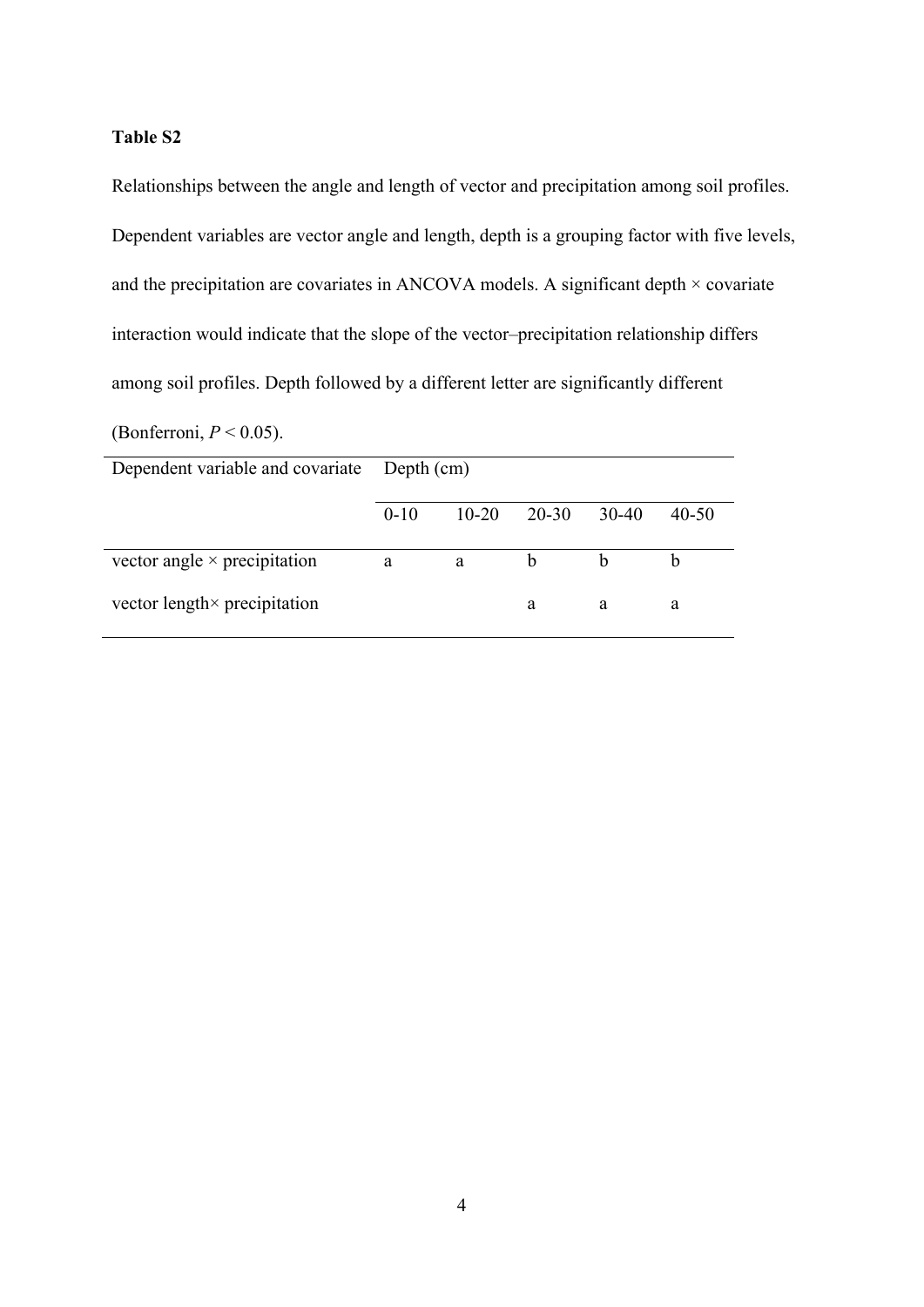**Table S2**

Relationships between the angle and length of vector and precipitation among soil profiles. Dependent variables are vector angle and length, depth is a grouping factor with five levels, and the precipitation are covariates in ANCOVA models. A significant depth × covariate interaction would indicate that the slope of the vector–precipitation relationship differs among soil profiles. Depth followed by a different letter are significantly different (Bonferroni, $P < 0.05$).

| Dependent variable and covariate | Depth (cm) | | | | |
|---|---|---|---|---|---|
| | 0-10 | 10-20 | 20-30 | 30-40 | 40-50 |
| vector angle × precipitation | a | a | b | b | b |
| vector length× precipitation | | | a | a | a |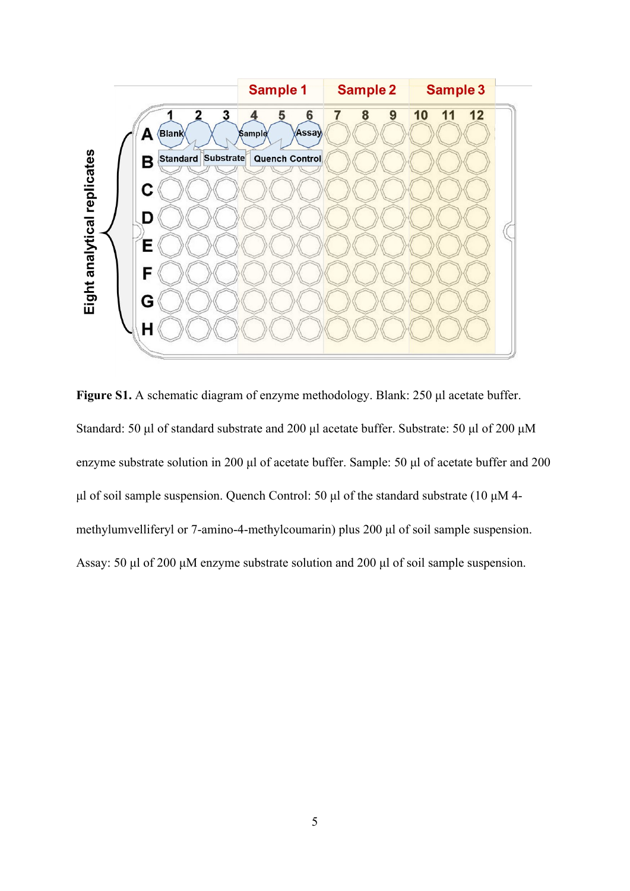Sample 1
Sample 2
Sample 3

1 2 3 4 5 6 7 8 9 10 11 12

A B C D E F G H

Blank
Standard
Substrate
Sample
Quench Control
Assay

Eight analytical replicates

**Figure S1.** A schematic diagram of enzyme methodology. Blank: 250 µl acetate buffer. Standard: 50 µl of standard substrate and 200 µl acetate buffer. Substrate: 50 µl of 200 µM enzyme substrate solution in 200 µl of acetate buffer. Sample: 50 µl of acetate buffer and 200 µl of soil sample suspension. Quench Control: 50 µl of the standard substrate (10 µM 4-methylumvelliferyl or 7-amino-4-methylcoumarin) plus 200 µl of soil sample suspension. Assay: 50 µl of 200 µM enzyme substrate solution and 200 µl of soil sample suspension.